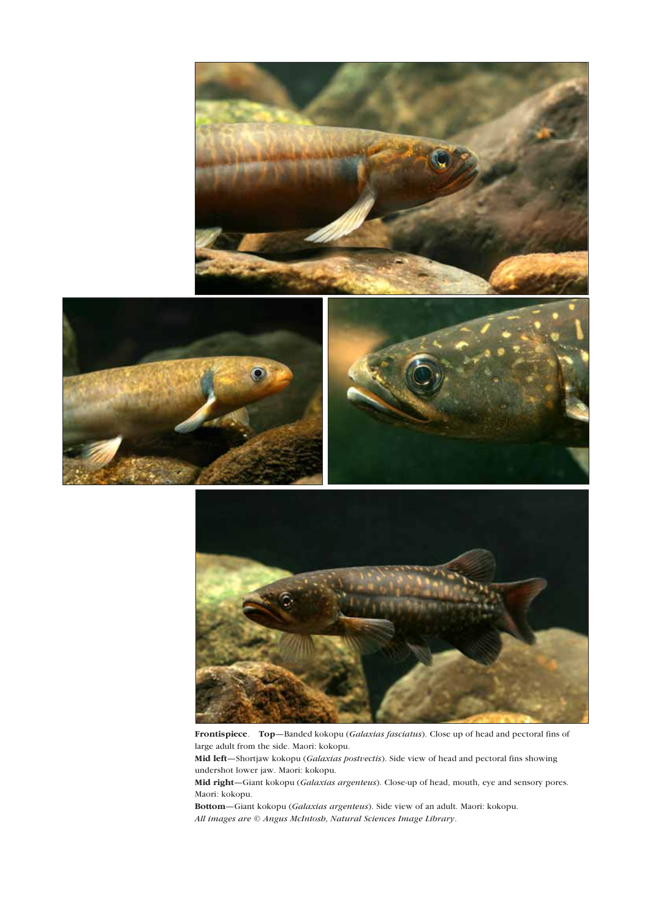**Frontispiece**. **Top**—Banded kokopu (*Galaxias fasciatus*). Close up of head and pectoral fins of large adult from the side. Maori: kokopu.

**Mid left**—Shortjaw kokopu (*Galaxias postvectis*). Side view of head and pectoral fins showing undershot lower jaw. Maori: kokopu.

**Mid right**—Giant kokopu (*Galaxias argenteus*). Close-up of head, mouth, eye and sensory pores. Maori: kokopu.

**Bottom**—Giant kokopu (*Galaxias argenteus*). Side view of an adult. Maori: kokopu.

*All images are © Angus McIntosh, Natural Sciences Image Library*.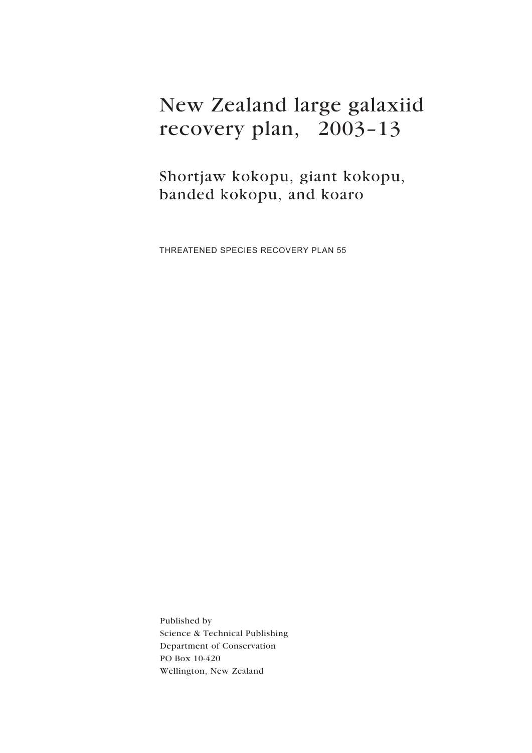# New Zealand large galaxiid recovery plan, 2003–13

## Shortjaw kokopu, giant kokopu, banded kokopu, and koaro

THREATENED SPECIES RECOVERY PLAN 55

Published by  
Science & Technical Publishing  
Department of Conservation  
PO Box 10-420  
Wellington, New Zealand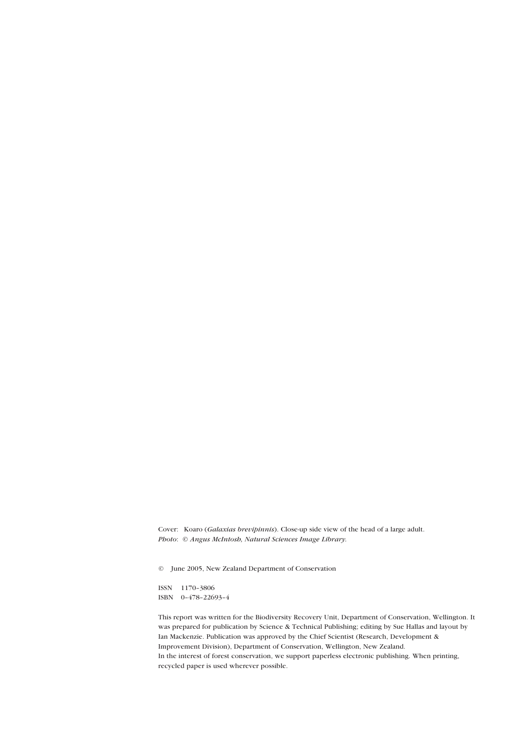Cover: Koaro (*Galaxias brevipinnis*). Close-up side view of the head of a large adult.
*Photo*: *© Angus McIntosh, Natural Sciences Image Library.*

© June 2005, New Zealand Department of Conservation

ISSN 1170–3806
ISBN 0–478–22693–4

This report was written for the Biodiversity Recovery Unit, Department of Conservation, Wellington. It was prepared for publication by Science & Technical Publishing; editing by Sue Hallas and layout by Ian Mackenzie. Publication was approved by the Chief Scientist (Research, Development & Improvement Division), Department of Conservation, Wellington, New Zealand.
In the interest of forest conservation, we support paperless electronic publishing. When printing, recycled paper is used wherever possible.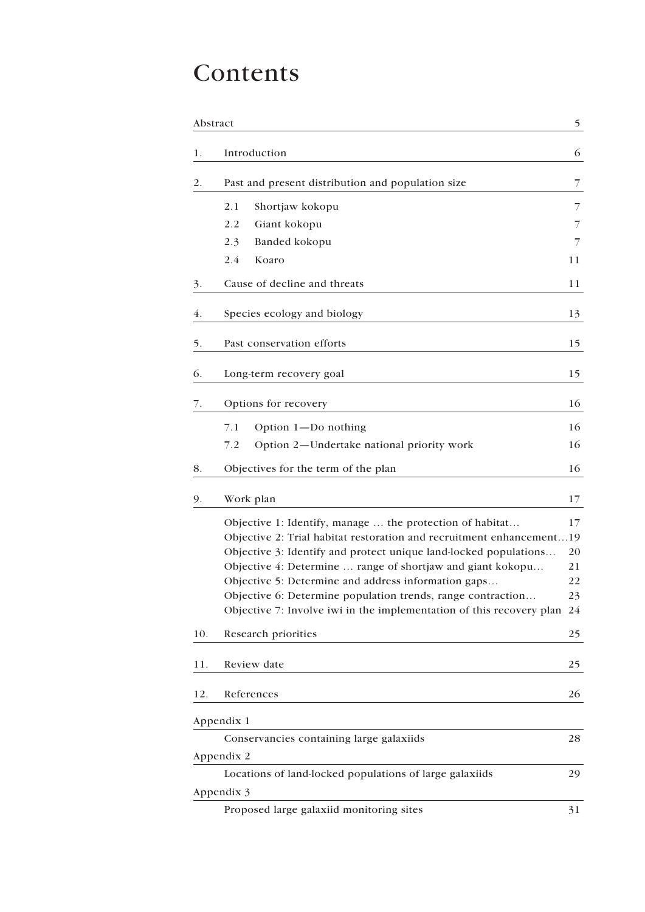# Contents

| | | |
|---|---|---|
| Abstract | | 5 |
| 1. | Introduction | 6 |
| 2. | Past and present distribution and population size | 7 |
| | 2.1 Shortjaw kokopu | 7 |
| | 2.2 Giant kokopu | 7 |
| | 2.3 Banded kokopu | 7 |
| | 2.4 Koaro | 11 |
| 3. | Cause of decline and threats | 11 |
| 4. | Species ecology and biology | 13 |
| 5. | Past conservation efforts | 15 |
| 6. | Long-term recovery goal | 15 |
| 7. | Options for recovery | 16 |
| | 7.1 Option 1—Do nothing | 16 |
| | 7.2 Option 2—Undertake national priority work | 16 |
| 8. | Objectives for the term of the plan | 16 |
| 9. | Work plan | 17 |
| | Objective 1: Identify, manage … the protection of habitat… | 17 |
| | Objective 2: Trial habitat restoration and recruitment enhancement… | 19 |
| | Objective 3: Identify and protect unique land-locked populations… | 20 |
| | Objective 4: Determine … range of shortjaw and giant kokopu… | 21 |
| | Objective 5: Determine and address information gaps… | 22 |
| | Objective 6: Determine population trends, range contraction… | 23 |
| | Objective 7: Involve iwi in the implementation of this recovery plan | 24 |
| 10. | Research priorities | 25 |
| 11. | Review date | 25 |
| 12. | References | 26 |
| Appendix 1 | | |
| | Conservancies containing large galaxiids | 28 |
| Appendix 2 | | |
| | Locations of land-locked populations of large galaxiids | 29 |
| Appendix 3 | | |
| | Proposed large galaxiid monitoring sites | 31 |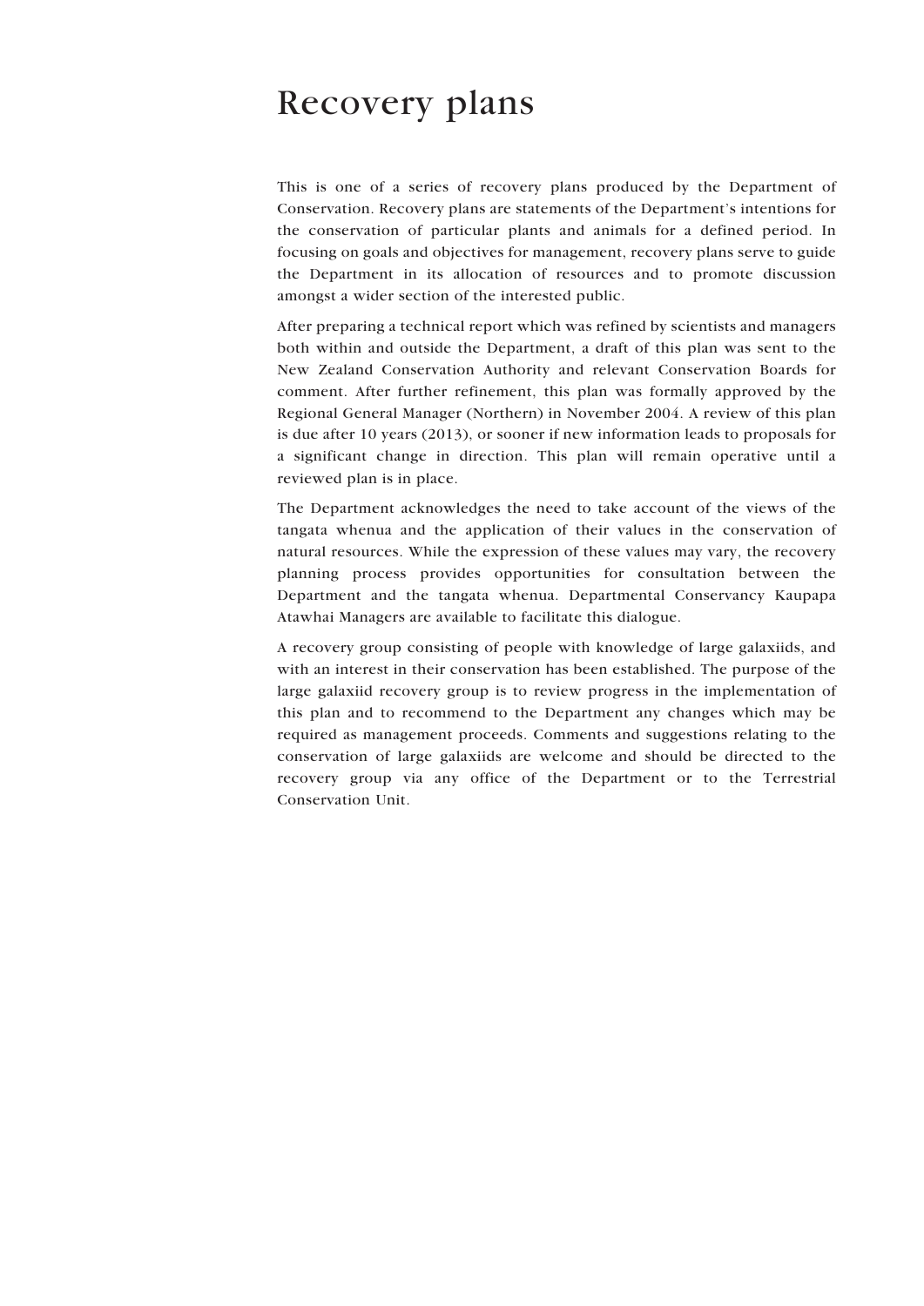# Recovery plans

This is one of a series of recovery plans produced by the Department of Conservation. Recovery plans are statements of the Department's intentions for the conservation of particular plants and animals for a defined period. In focusing on goals and objectives for management, recovery plans serve to guide the Department in its allocation of resources and to promote discussion amongst a wider section of the interested public.

After preparing a technical report which was refined by scientists and managers both within and outside the Department, a draft of this plan was sent to the New Zealand Conservation Authority and relevant Conservation Boards for comment. After further refinement, this plan was formally approved by the Regional General Manager (Northern) in November 2004. A review of this plan is due after 10 years (2013), or sooner if new information leads to proposals for a significant change in direction. This plan will remain operative until a reviewed plan is in place.

The Department acknowledges the need to take account of the views of the tangata whenua and the application of their values in the conservation of natural resources. While the expression of these values may vary, the recovery planning process provides opportunities for consultation between the Department and the tangata whenua. Departmental Conservancy Kaupapa Atawhai Managers are available to facilitate this dialogue.

A recovery group consisting of people with knowledge of large galaxiids, and with an interest in their conservation has been established. The purpose of the large galaxiid recovery group is to review progress in the implementation of this plan and to recommend to the Department any changes which may be required as management proceeds. Comments and suggestions relating to the conservation of large galaxiids are welcome and should be directed to the recovery group via any office of the Department or to the Terrestrial Conservation Unit.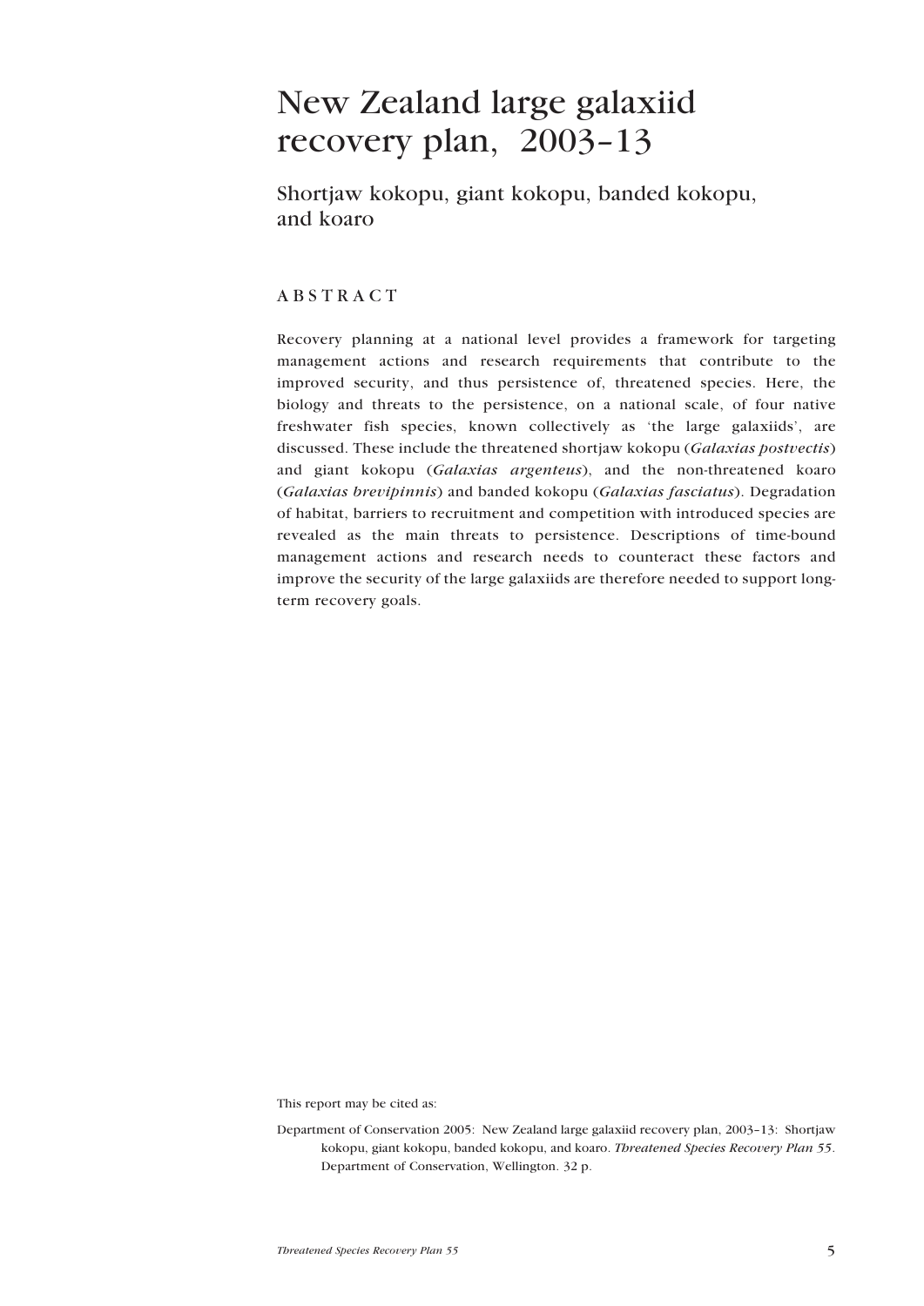# New Zealand large galaxiid recovery plan, 2003–13

## Shortjaw kokopu, giant kokopu, banded kokopu, and koaro

### ABSTRACT

Recovery planning at a national level provides a framework for targeting management actions and research requirements that contribute to the improved security, and thus persistence of, threatened species. Here, the biology and threats to the persistence, on a national scale, of four native freshwater fish species, known collectively as 'the large galaxiids', are discussed. These include the threatened shortjaw kokopu (*Galaxias postvectis*) and giant kokopu (*Galaxias argenteus*), and the non-threatened koaro (*Galaxias brevipinnis*) and banded kokopu (*Galaxias fasciatus*). Degradation of habitat, barriers to recruitment and competition with introduced species are revealed as the main threats to persistence. Descriptions of time-bound management actions and research needs to counteract these factors and improve the security of the large galaxiids are therefore needed to support long-term recovery goals.

This report may be cited as:

Department of Conservation 2005: New Zealand large galaxiid recovery plan, 2003–13: Shortjaw kokopu, giant kokopu, banded kokopu, and koaro. *Threatened Species Recovery Plan 55*. Department of Conservation, Wellington. 32 p.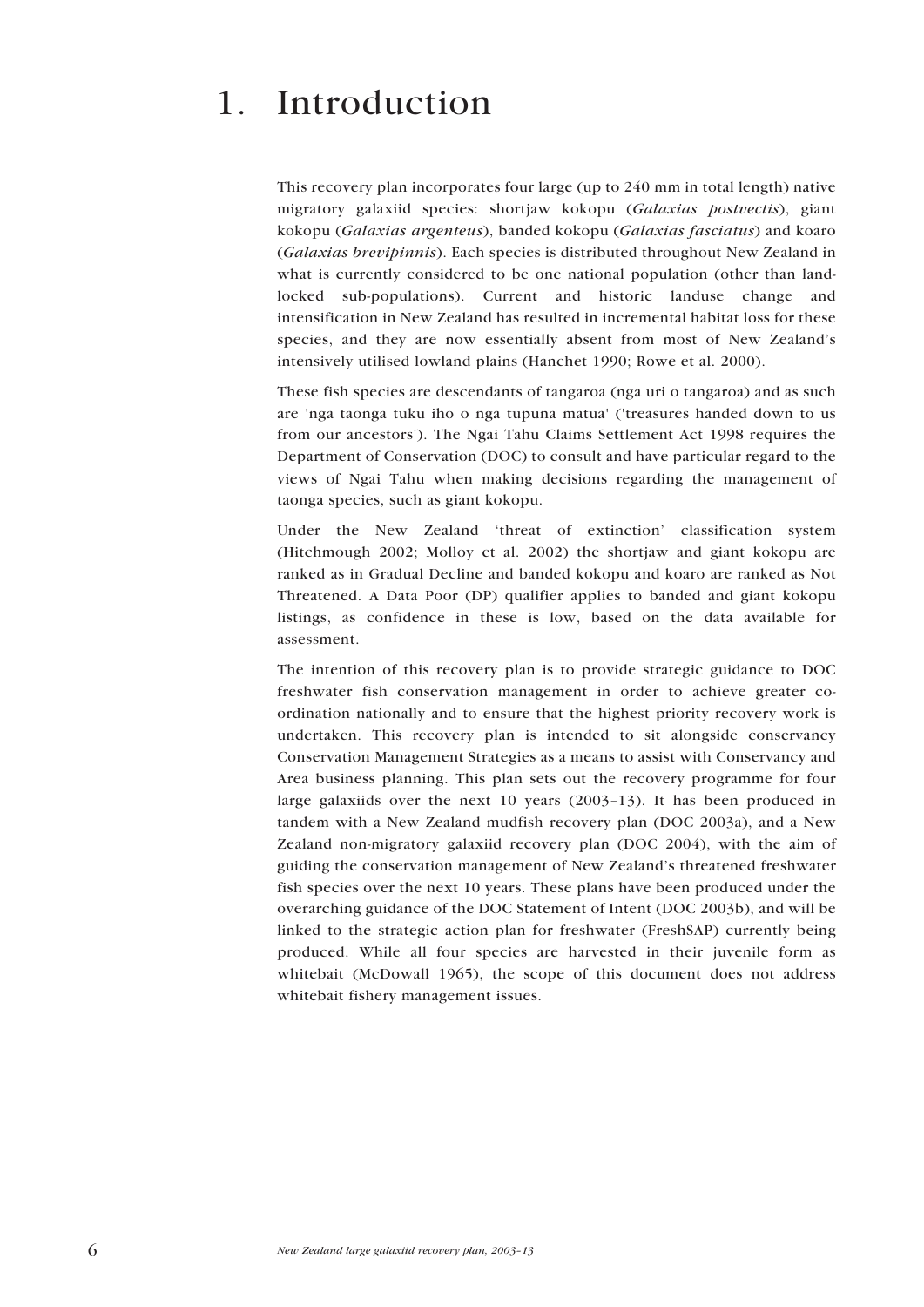# 1. Introduction

This recovery plan incorporates four large (up to 240 mm in total length) native migratory galaxiid species: shortjaw kokopu (*Galaxias postvectis*), giant kokopu (*Galaxias argenteus*), banded kokopu (*Galaxias fasciatus*) and koaro (*Galaxias brevipinnis*). Each species is distributed throughout New Zealand in what is currently considered to be one national population (other than land-locked sub-populations). Current and historic landuse change and intensification in New Zealand has resulted in incremental habitat loss for these species, and they are now essentially absent from most of New Zealand's intensively utilised lowland plains (Hanchet 1990; Rowe et al. 2000).

These fish species are descendants of tangaroa (nga uri o tangaroa) and as such are 'nga taonga tuku iho o nga tupuna matua' ('treasures handed down to us from our ancestors'). The Ngai Tahu Claims Settlement Act 1998 requires the Department of Conservation (DOC) to consult and have particular regard to the views of Ngai Tahu when making decisions regarding the management of taonga species, such as giant kokopu.

Under the New Zealand 'threat of extinction' classification system (Hitchmough 2002; Molloy et al. 2002) the shortjaw and giant kokopu are ranked as in Gradual Decline and banded kokopu and koaro are ranked as Not Threatened. A Data Poor (DP) qualifier applies to banded and giant kokopu listings, as confidence in these is low, based on the data available for assessment.

The intention of this recovery plan is to provide strategic guidance to DOC freshwater fish conservation management in order to achieve greater co-ordination nationally and to ensure that the highest priority recovery work is undertaken. This recovery plan is intended to sit alongside conservancy Conservation Management Strategies as a means to assist with Conservancy and Area business planning. This plan sets out the recovery programme for four large galaxiids over the next 10 years (2003–13). It has been produced in tandem with a New Zealand mudfish recovery plan (DOC 2003a), and a New Zealand non-migratory galaxiid recovery plan (DOC 2004), with the aim of guiding the conservation management of New Zealand's threatened freshwater fish species over the next 10 years. These plans have been produced under the overarching guidance of the DOC Statement of Intent (DOC 2003b), and will be linked to the strategic action plan for freshwater (FreshSAP) currently being produced. While all four species are harvested in their juvenile form as whitebait (McDowall 1965), the scope of this document does not address whitebait fishery management issues.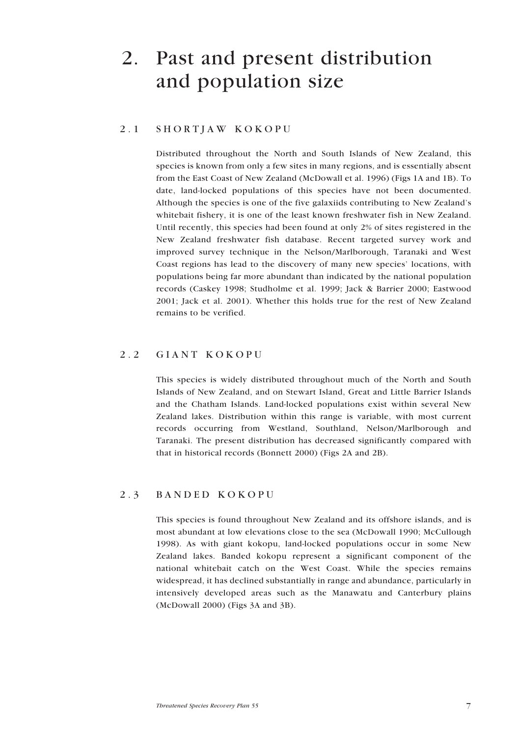# 2. Past and present distribution and population size

## 2.1 SHORTJAW KOKOPU

Distributed throughout the North and South Islands of New Zealand, this species is known from only a few sites in many regions, and is essentially absent from the East Coast of New Zealand (McDowall et al. 1996) (Figs 1A and 1B). To date, land-locked populations of this species have not been documented. Although the species is one of the five galaxiids contributing to New Zealand's whitebait fishery, it is one of the least known freshwater fish in New Zealand. Until recently, this species had been found at only 2% of sites registered in the New Zealand freshwater fish database. Recent targeted survey work and improved survey technique in the Nelson/Marlborough, Taranaki and West Coast regions has lead to the discovery of many new species' locations, with populations being far more abundant than indicated by the national population records (Caskey 1998; Studholme et al. 1999; Jack & Barrier 2000; Eastwood 2001; Jack et al. 2001). Whether this holds true for the rest of New Zealand remains to be verified.

## 2.2 GIANT KOKOPU

This species is widely distributed throughout much of the North and South Islands of New Zealand, and on Stewart Island, Great and Little Barrier Islands and the Chatham Islands. Land-locked populations exist within several New Zealand lakes. Distribution within this range is variable, with most current records occurring from Westland, Southland, Nelson/Marlborough and Taranaki. The present distribution has decreased significantly compared with that in historical records (Bonnett 2000) (Figs 2A and 2B).

## 2.3 BANDED KOKOPU

This species is found throughout New Zealand and its offshore islands, and is most abundant at low elevations close to the sea (McDowall 1990; McCullough 1998). As with giant kokopu, land-locked populations occur in some New Zealand lakes. Banded kokopu represent a significant component of the national whitebait catch on the West Coast. While the species remains widespread, it has declined substantially in range and abundance, particularly in intensively developed areas such as the Manawatu and Canterbury plains (McDowall 2000) (Figs 3A and 3B).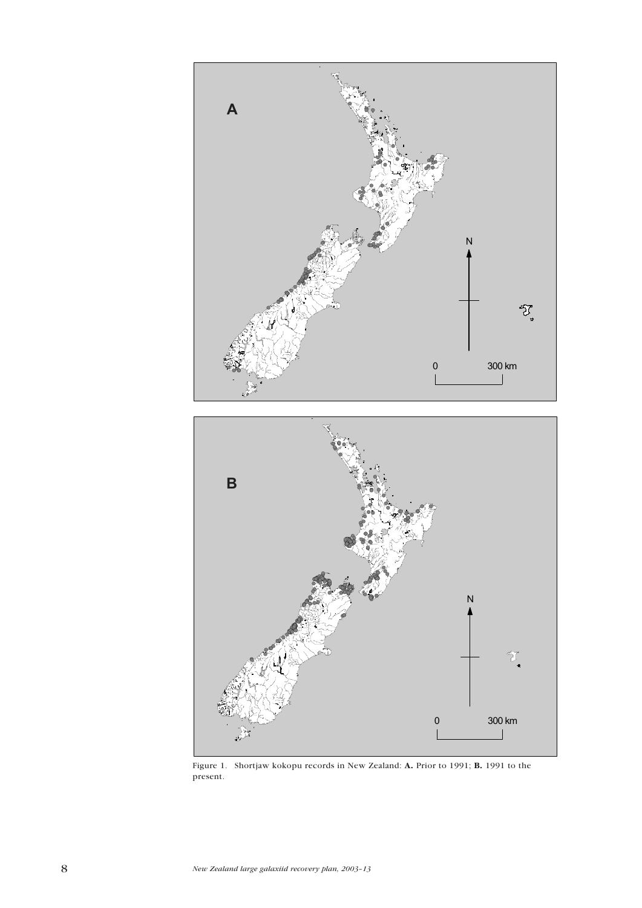Figure 1. Shortjaw kokopu records in New Zealand: **A.** Prior to 1991; **B.** 1991 to the present.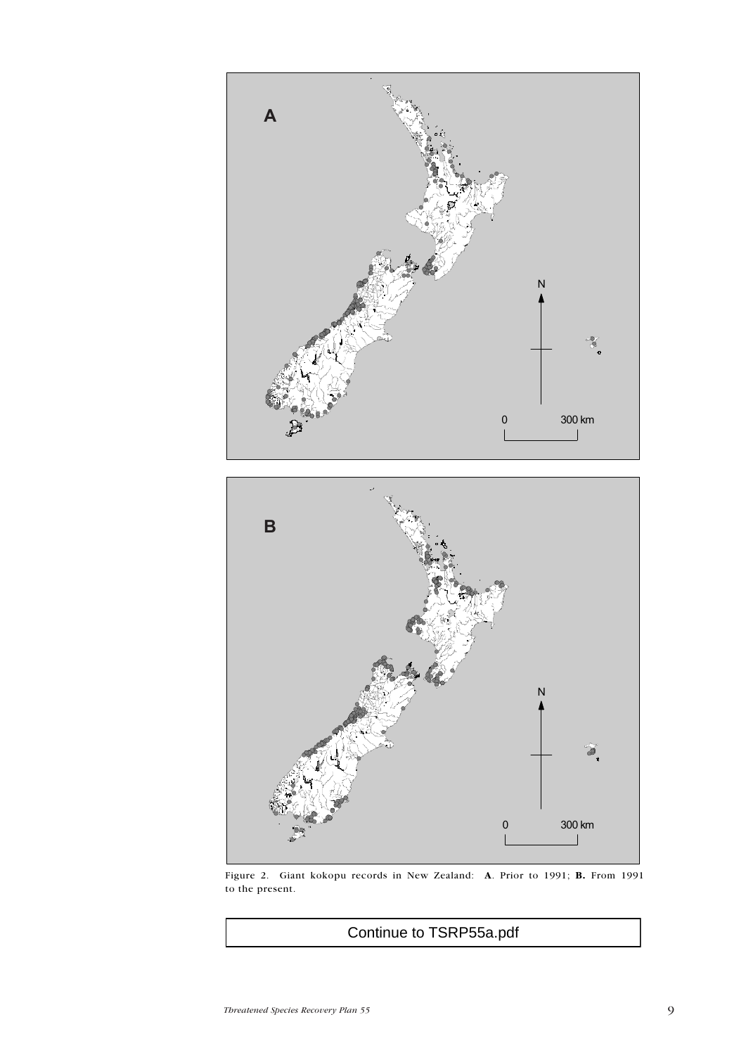A

N

0

300 km

B

N

0

300 km

Figure 2. Giant kokopu records in New Zealand: **A**. Prior to 1991; **B.** From 1991 to the present.

Continue to TSRP55a.pdf